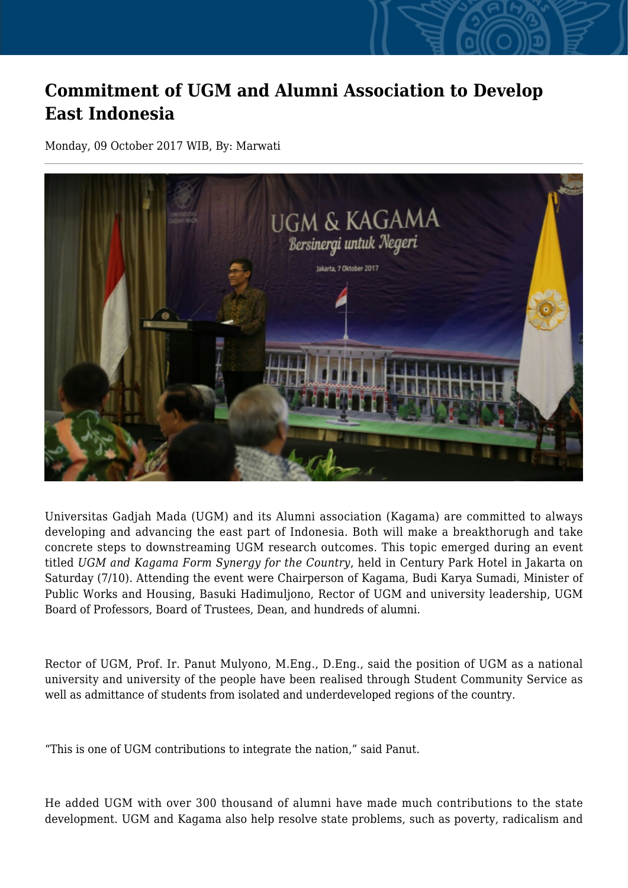# Commitment of UGM and Alumni Association to Develop East Indonesia

Monday, 09 October 2017 WIB, By: Marwati

Universitas Gadjah Mada (UGM) and its Alumni association (Kagama) are committed to always developing and advancing the east part of Indonesia. Both will make a breakthorugh and take concrete steps to downstreaming UGM research outcomes. This topic emerged during an event titled *UGM and Kagama Form Synergy for the Country*, held in Century Park Hotel in Jakarta on Saturday (7/10). Attending the event were Chairperson of Kagama, Budi Karya Sumadi, Minister of Public Works and Housing, Basuki Hadimuljono, Rector of UGM and university leadership, UGM Board of Professors, Board of Trustees, Dean, and hundreds of alumni.

Rector of UGM, Prof. Ir. Panut Mulyono, M.Eng., D.Eng., said the position of UGM as a national university and university of the people have been realised through Student Community Service as well as admittance of students from isolated and underdeveloped regions of the country.

"This is one of UGM contributions to integrate the nation," said Panut.

He added UGM with over 300 thousand of alumni have made much contributions to the state development. UGM and Kagama also help resolve state problems, such as poverty, radicalism and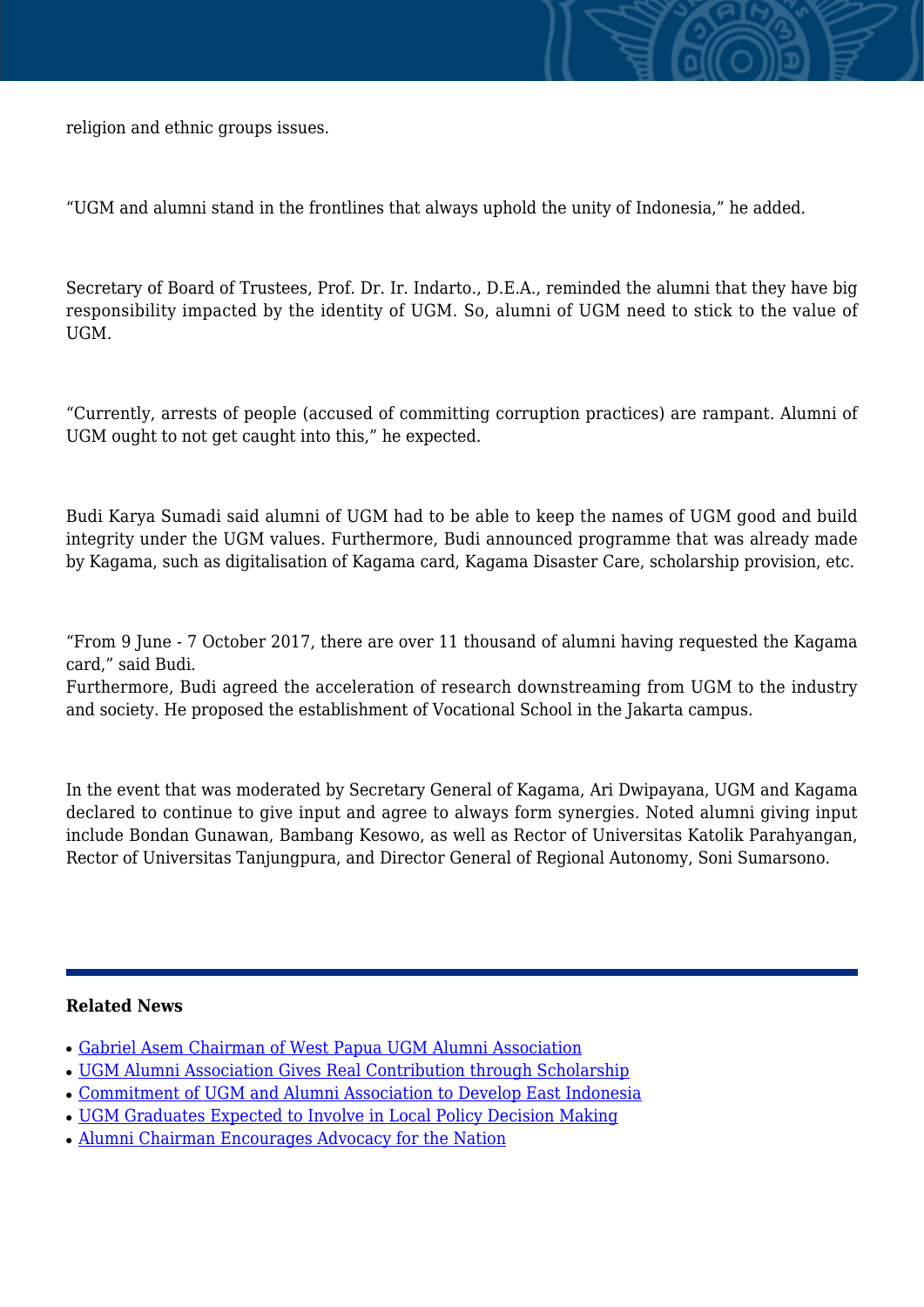religion and ethnic groups issues.

“UGM and alumni stand in the frontlines that always uphold the unity of Indonesia,” he added.

Secretary of Board of Trustees, Prof. Dr. Ir. Indarto., D.E.A., reminded the alumni that they have big responsibility impacted by the identity of UGM. So, alumni of UGM need to stick to the value of UGM.

“Currently, arrests of people (accused of committing corruption practices) are rampant. Alumni of UGM ought to not get caught into this,” he expected.

Budi Karya Sumadi said alumni of UGM had to be able to keep the names of UGM good and build integrity under the UGM values. Furthermore, Budi announced programme that was already made by Kagama, such as digitalisation of Kagama card, Kagama Disaster Care, scholarship provision, etc.

“From 9 June - 7 October 2017, there are over 11 thousand of alumni having requested the Kagama card,” said Budi.
Furthermore, Budi agreed the acceleration of research downstreaming from UGM to the industry and society. He proposed the establishment of Vocational School in the Jakarta campus.

In the event that was moderated by Secretary General of Kagama, Ari Dwipayana, UGM and Kagama declared to continue to give input and agree to always form synergies. Noted alumni giving input include Bondan Gunawan, Bambang Kesowo, as well as Rector of Universitas Katolik Parahyangan, Rector of Universitas Tanjungpura, and Director General of Regional Autonomy, Soni Sumarsono.

**Related News**

- Gabriel Asem Chairman of West Papua UGM Alumni Association
- UGM Alumni Association Gives Real Contribution through Scholarship
- Commitment of UGM and Alumni Association to Develop East Indonesia
- UGM Graduates Expected to Involve in Local Policy Decision Making
- Alumni Chairman Encourages Advocacy for the Nation